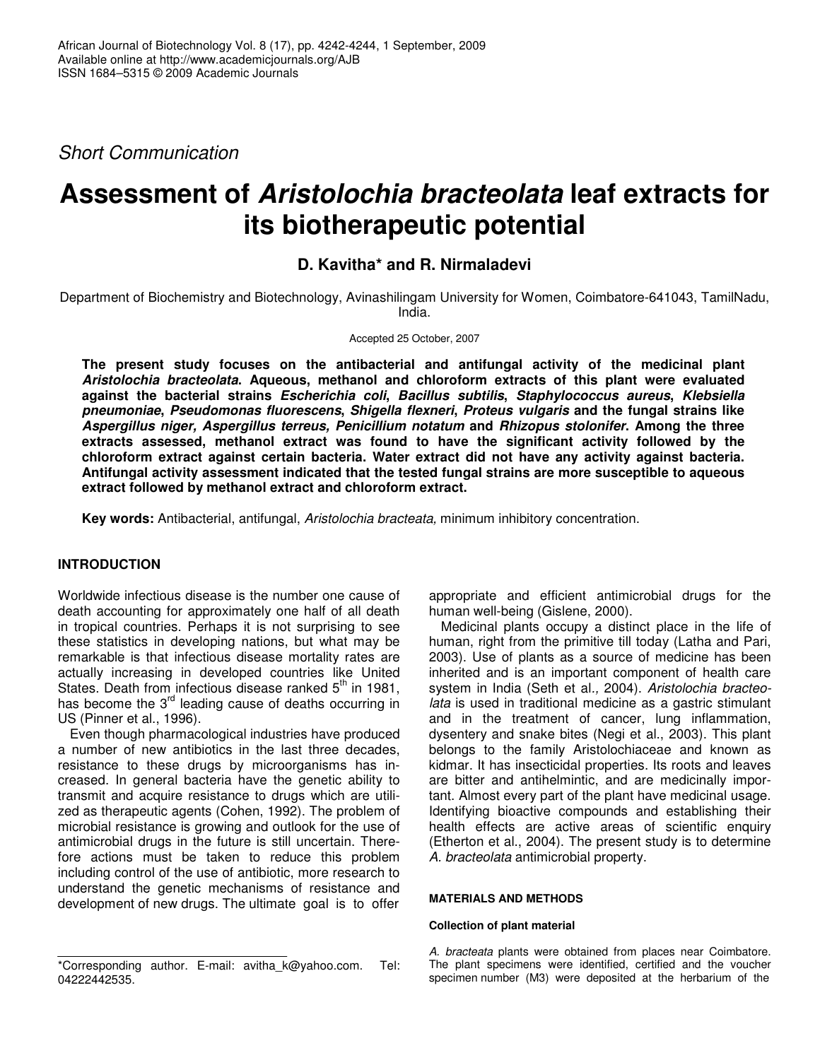*Short Communication*

# Assessment of *Aristolochia bracteolata* leaf extracts for its biotherapeutic potential

**D. Kavitha\* and R. Nirmaladevi**

Department of Biochemistry and Biotechnology, Avinashilingam University for Women, Coimbatore-641043, TamilNadu, India.

Accepted 25 October, 2007

**The present study focuses on the antibacterial and antifungal activity of the medicinal plant *Aristolochia bracteolata*. Aqueous, methanol and chloroform extracts of this plant were evaluated against the bacterial strains *Escherichia coli*, *Bacillus subtilis*, *Staphylococcus aureus*, *Klebsiella pneumoniae*, *Pseudomonas fluorescens*, *Shigella flexneri*, *Proteus vulgaris* and the fungal strains like *Aspergillus niger, Aspergillus terreus, Penicillium notatum* and *Rhizopus stolonifer*. Among the three extracts assessed, methanol extract was found to have the significant activity followed by the chloroform extract against certain bacteria. Water extract did not have any activity against bacteria. Antifungal activity assessment indicated that the tested fungal strains are more susceptible to aqueous extract followed by methanol extract and chloroform extract.**

**Key words:** Antibacterial, antifungal, *Aristolochia bracteata,* minimum inhibitory concentration.

## INTRODUCTION

Worldwide infectious disease is the number one cause of death accounting for approximately one half of all death in tropical countries. Perhaps it is not surprising to see these statistics in developing nations, but what may be remarkable is that infectious disease mortality rates are actually increasing in developed countries like United States. Death from infectious disease ranked 5$^{th}$ in 1981, has become the 3$^{rd}$ leading cause of deaths occurring in US (Pinner et al., 1996).

Even though pharmacological industries have produced a number of new antibiotics in the last three decades, resistance to these drugs by microorganisms has increased. In general bacteria have the genetic ability to transmit and acquire resistance to drugs which are utilized as therapeutic agents (Cohen, 1992). The problem of microbial resistance is growing and outlook for the use of antimicrobial drugs in the future is still uncertain. Therefore actions must be taken to reduce this problem including control of the use of antibiotic, more research to understand the genetic mechanisms of resistance and development of new drugs. The ultimate goal is to offer appropriate and efficient antimicrobial drugs for the human well-being (Gislene, 2000).

Medicinal plants occupy a distinct place in the life of human, right from the primitive till today (Latha and Pari, 2003). Use of plants as a source of medicine has been inherited and is an important component of health care system in India (Seth et al., 2004). *Aristolochia bracteolata* is used in traditional medicine as a gastric stimulant and in the treatment of cancer, lung inflammation, dysentery and snake bites (Negi et al., 2003). This plant belongs to the family Aristolochiaceae and known as kidmar. It has insecticidal properties. Its roots and leaves are bitter and antihelmintic, and are medicinally important. Almost every part of the plant have medicinal usage. Identifying bioactive compounds and establishing their health effects are active areas of scientific enquiry (Etherton et al., 2004). The present study is to determine *A. bracteolata* antimicrobial property.

## MATERIALS AND METHODS

### Collection of plant material

*A. bracteata* plants were obtained from places near Coimbatore. The plant specimens were identified, certified and the voucher specimen number (M3) were deposited at the herbarium of the

\*Corresponding author. E-mail: avitha_k@yahoo.com. Tel: 04222442535.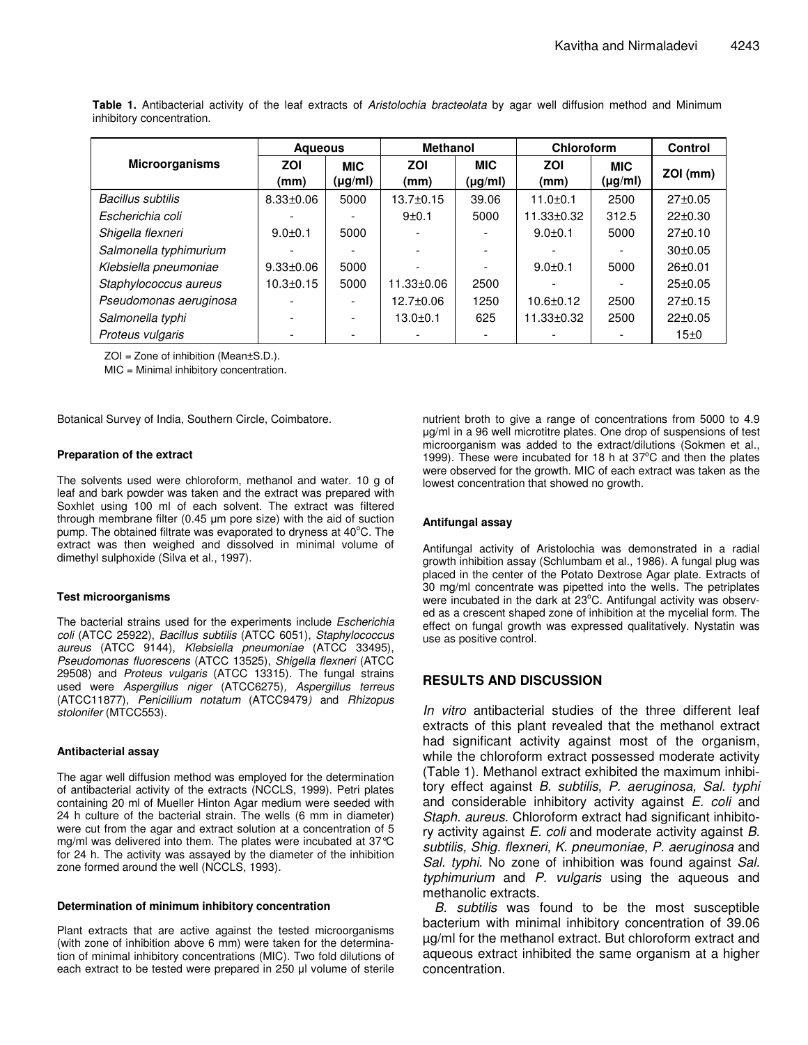**Table 1.** Antibacterial activity of the leaf extracts of *Aristolochia bracteolata* by agar well diffusion method and Minimum inhibitory concentration.

| Microorganisms | Aqueous | | Methanol | | Chloroform | | Control |
|---|---|---|---|---|---|---|---|
| | ZOI (mm) | MIC (µg/ml) | ZOI (mm) | MIC (µg/ml) | ZOI (mm) | MIC (µg/ml) | ZOI (mm) |
| *Bacillus subtilis* | 8.33±0.06 | 5000 | 13.7±0.15 | 39.06 | 11.0±0.1 | 2500 | 27±0.05 |
| *Escherichia coli* | - | - | 9±0.1 | 5000 | 11.33±0.32 | 312.5 | 22±0.30 |
| *Shigella flexneri* | 9.0±0.1 | 5000 | - | - | 9.0±0.1 | 5000 | 27±0.10 |
| *Salmonella typhimurium* | - | - | - | - | - | - | 30±0.05 |
| *Klebsiella pneumoniae* | 9.33±0.06 | 5000 | - | - | 9.0±0.1 | 5000 | 26±0.01 |
| *Staphylococcus aureus* | 10.3±0.15 | 5000 | 11.33±0.06 | 2500 | - | - | 25±0.05 |
| *Pseudomonas aeruginosa* | - | - | 12.7±0.06 | 1250 | 10.6±0.12 | 2500 | 27±0.15 |
| *Salmonella typhi* | - | - | 13.0±0.1 | 625 | 11.33±0.32 | 2500 | 22±0.05 |
| *Proteus vulgaris* | - | - | - | - | - | - | 15±0 |

ZOI = Zone of inhibition (Mean±S.D.).

MIC = Minimal inhibitory concentration.

Botanical Survey of India, Southern Circle, Coimbatore.

#### Preparation of the extract

The solvents used were chloroform, methanol and water. 10 g of leaf and bark powder was taken and the extract was prepared with Soxhlet using 100 ml of each solvent. The extract was filtered through membrane filter (0.45 µm pore size) with the aid of suction pump. The obtained filtrate was evaporated to dryness at 40°C. The extract was then weighed and dissolved in minimal volume of dimethyl sulphoxide (Silva et al., 1997).

#### Test microorganisms

The bacterial strains used for the experiments include *Escherichia coli* (ATCC 25922), *Bacillus subtilis* (ATCC 6051), *Staphylococcus aureus* (ATCC 9144), *Klebsiella pneumoniae* (ATCC 33495), *Pseudomonas fluorescens* (ATCC 13525), *Shigella flexneri* (ATCC 29508) and *Proteus vulgaris* (ATCC 13315). The fungal strains used were *Aspergillus niger* (ATCC6275), *Aspergillus terreus* (ATCC11877), *Penicillium notatum* (ATCC9479) and *Rhizopus stolonifer* (MTCC553).

#### Antibacterial assay

The agar well diffusion method was employed for the determination of antibacterial activity of the extracts (NCCLS, 1999). Petri plates containing 20 ml of Mueller Hinton Agar medium were seeded with 24 h culture of the bacterial strain. The wells (6 mm in diameter) were cut from the agar and extract solution at a concentration of 5 mg/ml was delivered into them. The plates were incubated at 37°C for 24 h. The activity was assayed by the diameter of the inhibition zone formed around the well (NCCLS, 1993).

#### Determination of minimum inhibitory concentration

Plant extracts that are active against the tested microorganisms (with zone of inhibition above 6 mm) were taken for the determination of minimal inhibitory concentrations (MIC). Two fold dilutions of each extract to be tested were prepared in 250 µl volume of sterile nutrient broth to give a range of concentrations from 5000 to 4.9 µg/ml in a 96 well microtitre plates. One drop of suspensions of test microorganism was added to the extract/dilutions (Sokmen et al., 1999). These were incubated for 18 h at 37°C and then the plates were observed for the growth. MIC of each extract was taken as the lowest concentration that showed no growth.

#### Antifungal assay

Antifungal activity of Aristolochia was demonstrated in a radial growth inhibition assay (Schlumbam et al., 1986). A fungal plug was placed in the center of the Potato Dextrose Agar plate. Extracts of 30 mg/ml concentrate was pipetted into the wells. The petriplates were incubated in the dark at 23°C. Antifungal activity was observed as a crescent shaped zone of inhibition at the mycelial form. The effect on fungal growth was expressed qualitatively. Nystatin was use as positive control.

## RESULTS AND DISCUSSION

*In vitro* antibacterial studies of the three different leaf extracts of this plant revealed that the methanol extract had significant activity against most of the organism, while the chloroform extract possessed moderate activity (Table 1). Methanol extract exhibited the maximum inhibitory effect against *B. subtilis*, *P. aeruginosa, Sal. typhi* and considerable inhibitory activity against *E. coli* and *Staph. aureus*. Chloroform extract had significant inhibitory activity against *E. coli* and moderate activity against *B. subtilis, Shig. flexneri, K. pneumoniae, P. aeruginosa* and *Sal. typhi*. No zone of inhibition was found against *Sal. typhimurium* and *P. vulgaris* using the aqueous and methanolic extracts.

*B. subtilis* was found to be the most susceptible bacterium with minimal inhibitory concentration of 39.06 µg/ml for the methanol extract. But chloroform extract and aqueous extract inhibited the same organism at a higher concentration.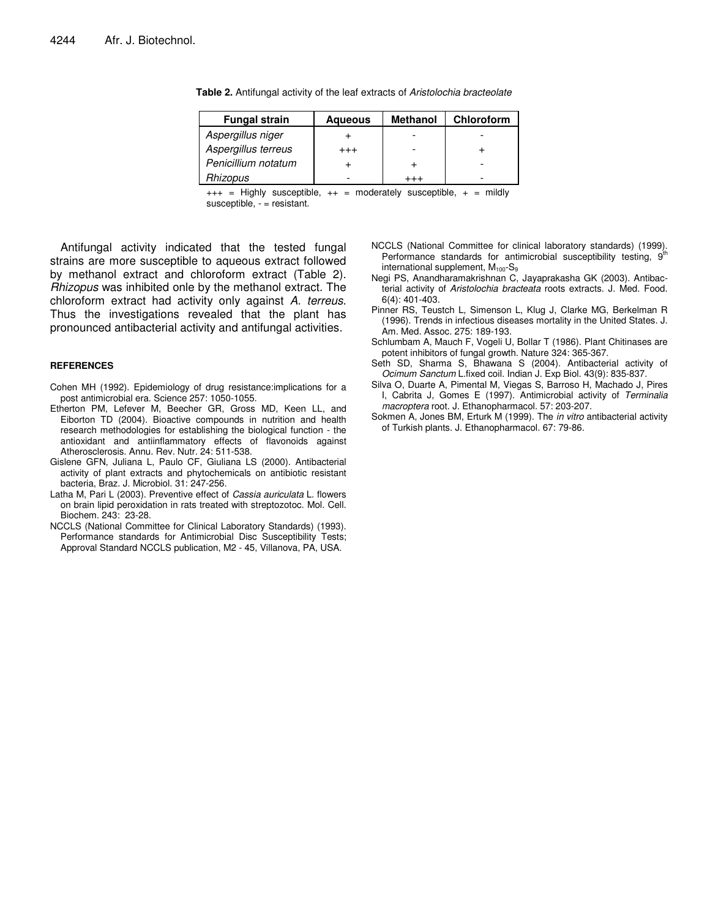**Table 2.** Antifungal activity of the leaf extracts of *Aristolochia bracteolate*

| Fungal strain | Aqueous | Methanol | Chloroform |
|---|---|---|---|
| *Aspergillus niger* | + | - | - |
| *Aspergillus terreus* | +++ | - | + |
| *Penicillium notatum* | + | + | - |
| *Rhizopus* | - | +++ | - |

+++ = Highly susceptible, ++ = moderately susceptible, + = mildly susceptible, - = resistant.

Antifungal activity indicated that the tested fungal strains are more susceptible to aqueous extract followed by methanol extract and chloroform extract (Table 2). *Rhizopus* was inhibited onle by the methanol extract. The chloroform extract had activity only against *A. terreus*. Thus the investigations revealed that the plant has pronounced antibacterial activity and antifungal activities.

## REFERENCES

Cohen MH (1992). Epidemiology of drug resistance:implications for a post antimicrobial era. Science 257: 1050-1055.

Etherton PM, Lefever M, Beecher GR, Gross MD, Keen LL, and Eiborton TD (2004). Bioactive compounds in nutrition and health research methodologies for establishing the biological function - the antioxidant and antiinflammatory effects of flavonoids against Atherosclerosis. Annu. Rev. Nutr. 24: 511-538.

Gislene GFN, Juliana L, Paulo CF, Giuliana LS (2000). Antibacterial activity of plant extracts and phytochemicals on antibiotic resistant bacteria, Braz. J. Microbiol. 31: 247-256.

Latha M, Pari L (2003). Preventive effect of *Cassia auriculata* L. flowers on brain lipid peroxidation in rats treated with streptozotoc. Mol. Cell. Biochem. 243: 23-28.

NCCLS (National Committee for Clinical Laboratory Standards) (1993). Performance standards for Antimicrobial Disc Susceptibility Tests; Approval Standard NCCLS publication, M2 - 45, Villanova, PA, USA.

NCCLS (National Committee for clinical laboratory standards) (1999). Performance standards for antimicrobial susceptibility testing, 9th international supplement, $M_{100}$-$S_9$

Negi PS, Anandharamakrishnan C, Jayaprakasha GK (2003). Antibacterial activity of *Aristolochia bracteata* roots extracts. J. Med. Food. 6(4): 401-403.

Pinner RS, Teustch L, Simenson L, Klug J, Clarke MG, Berkelman R (1996). Trends in infectious diseases mortality in the United States. J. Am. Med. Assoc. 275: 189-193.

Schlumbam A, Mauch F, Vogeli U, Bollar T (1986). Plant Chitinases are potent inhibitors of fungal growth. Nature 324: 365-367.

Seth SD, Sharma S, Bhawana S (2004). Antibacterial activity of *Ocimum Sanctum* L.fixed coil. Indian J. Exp Biol. 43(9): 835-837.

Silva O, Duarte A, Pimental M, Viegas S, Barroso H, Machado J, Pires I, Cabrita J, Gomes E (1997). Antimicrobial activity of *Terminalia macroptera* root. J. Ethanopharmacol. 57: 203-207.

Sokmen A, Jones BM, Erturk M (1999). The *in vitro* antibacterial activity of Turkish plants. J. Ethanopharmacol. 67: 79-86.